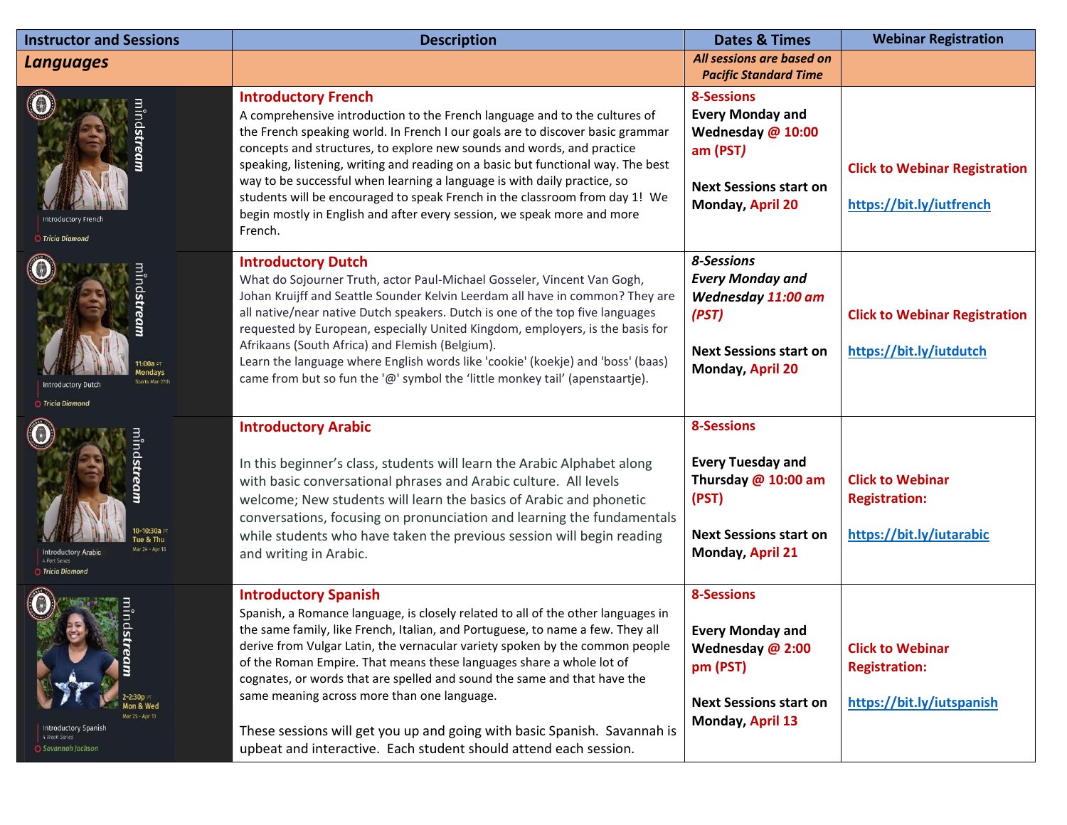| Instructor and Sessions | Description | Dates & Times | Webinar Registration |
|---|---|---|---|
| ***Languages*** | | ***All sessions are based on Pacific Standard Time*** | |
| mindstream Introductory French Tricia Diamond | **Introductory French** A comprehensive introduction to the French language and to the cultures of the French speaking world. In French I our goals are to discover basic grammar concepts and structures, to explore new sounds and words, and practice speaking, listening, writing and reading on a basic but functional way. The best way to be successful when learning a language is with daily practice, so students will be encouraged to speak French in the classroom from day 1! We begin mostly in English and after every session, we speak more and more French. | **8-Sessions** **Every Monday and Wednesday @ 10:00 am (PST)** **Next Sessions start on Monday, April 20** | **Click to Webinar Registration** https://bit.ly/iutfrench |
| mindstream 11:00a PT Mondays Starts Mar 27th Introductory Dutch Tricia Diamond | **Introductory Dutch** What do Sojourner Truth, actor Paul-Michael Gosseler, Vincent Van Gogh, Johan Kruijff and Seattle Sounder Kelvin Leerdam all have in common? They are all native/near native Dutch speakers. Dutch is one of the top five languages requested by European, especially United Kingdom, employers, is the basis for Afrikaans (South Africa) and Flemish (Belgium). Learn the language where English words like 'cookie' (koekje) and 'boss' (baas) came from but so fun the '@' symbol the 'little monkey tail' (apenstaartje). | ***8-Sessions*** ***Every Monday and Wednesday 11:00 am (PST)*** **Next Sessions start on Monday, April 20** | **Click to Webinar Registration** https://bit.ly/iutdutch |
| mindstream 10-10:30a PT Tue & Thu Mar 24 - Apr 16 Introductory Arabic 4 Part Series Tricia Diamond | **Introductory Arabic** In this beginner's class, students will learn the Arabic Alphabet along with basic conversational phrases and Arabic culture. All levels welcome; New students will learn the basics of Arabic and phonetic conversations, focusing on pronunciation and learning the fundamentals while students who have taken the previous session will begin reading and writing in Arabic. | **8-Sessions** **Every Tuesday and Thursday @ 10:00 am (PST)** **Next Sessions start on Monday, April 21** | **Click to Webinar Registration:** https://bit.ly/iutarabic |
| mindstream 2-2:30p PT Mon & Wed Mar 25 - Apr 13 Introductory Spanish 4 Week Series Savannah Jackson | **Introductory Spanish** Spanish, a Romance language, is closely related to all of the other languages in the same family, like French, Italian, and Portuguese, to name a few. They all derive from Vulgar Latin, the vernacular variety spoken by the common people of the Roman Empire. That means these languages share a whole lot of cognates, or words that are spelled and sound the same and that have the same meaning across more than one language. These sessions will get you up and going with basic Spanish. Savannah is upbeat and interactive. Each student should attend each session. | **8-Sessions** **Every Monday and Wednesday @ 2:00 pm (PST)** **Next Sessions start on Monday, April 13** | **Click to Webinar Registration:** https://bit.ly/iutspanish |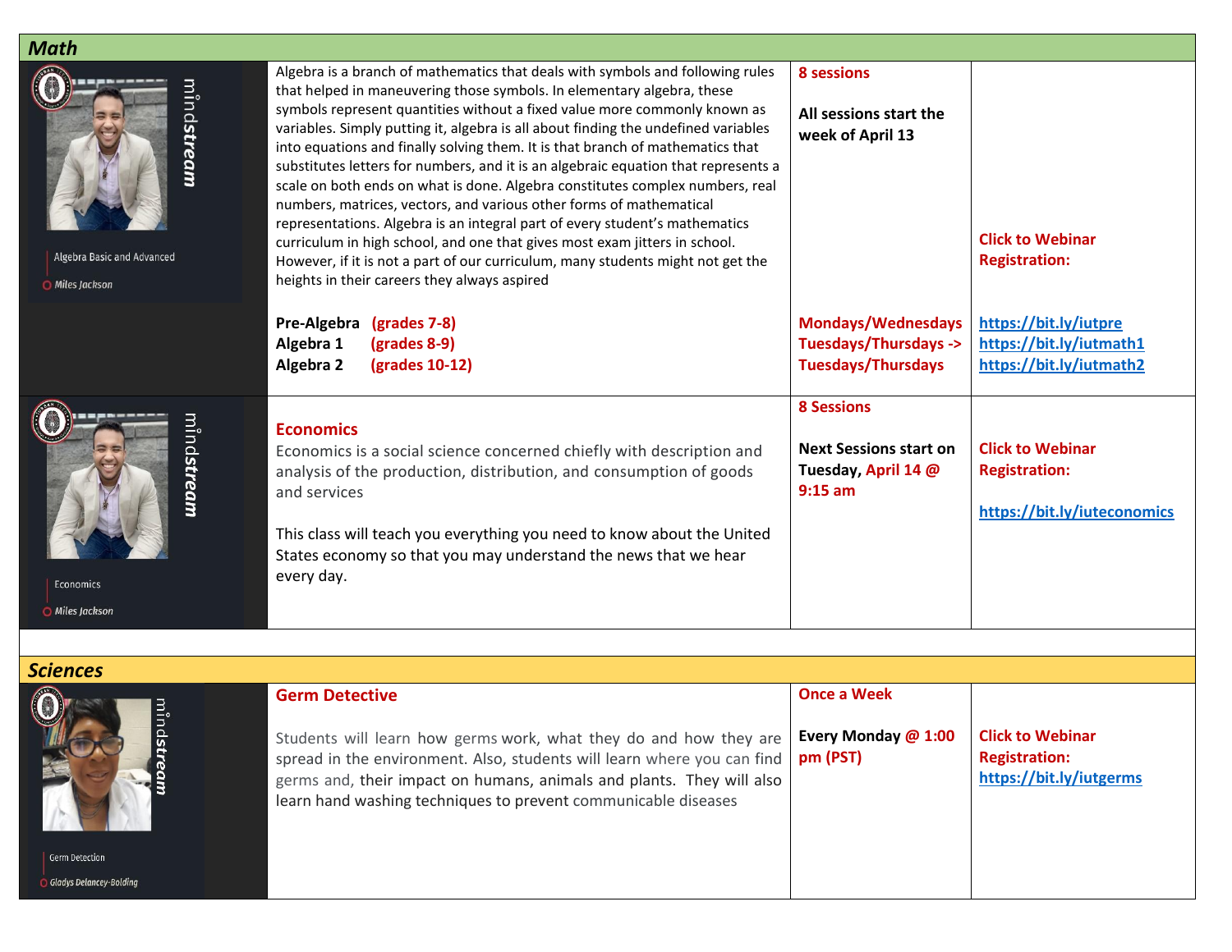## *Math*

| | | | |
|---|---|---|---|
| mindstream<br>Algebra Basic and Advanced<br>*Miles Jackson* | Algebra is a branch of mathematics that deals with symbols and following rules that helped in maneuvering those symbols. In elementary algebra, these symbols represent quantities without a fixed value more commonly known as variables. Simply putting it, algebra is all about finding the undefined variables into equations and finally solving them. It is that branch of mathematics that substitutes letters for numbers, and it is an algebraic equation that represents a scale on both ends on what is done. Algebra constitutes complex numbers, real numbers, matrices, vectors, and various other forms of mathematical representations. Algebra is an integral part of every student's mathematics curriculum in high school, and one that gives most exam jitters in school. However, if it is not a part of our curriculum, many students might not get the heights in their careers they always aspired<br><br>**Pre-Algebra (grades 7-8)**<br>**Algebra 1 (grades 8-9)**<br>**Algebra 2 (grades 10-12)** | **8 sessions**<br><br>**All sessions start the week of April 13**<br><br>**Mondays/Wednesdays**<br>**Tuesdays/Thursdays ->**<br>**Tuesdays/Thursdays** | **Click to Webinar Registration:**<br><br>https://bit.ly/iutpre<br>https://bit.ly/iutmath1<br>https://bit.ly/iutmath2 |
| mindstream<br>Economics<br>*Miles Jackson* | **Economics**<br>Economics is a social science concerned chiefly with description and analysis of the production, distribution, and consumption of goods and services<br><br>This class will teach you everything you need to know about the United States economy so that you may understand the news that we hear every day. | **8 Sessions**<br><br>**Next Sessions start on Tuesday, April 14 @ 9:15 am** | **Click to Webinar Registration:**<br><br>https://bit.ly/iuteconomics |

## *Sciences*

| | | | |
|---|---|---|---|
| mindstream<br>Germ Detection<br>*Gladys Delancey-Bolding* | **Germ Detective**<br><br>Students will learn how germs work, what they do and how they are spread in the environment. Also, students will learn where you can find germs and, their impact on humans, animals and plants. They will also learn hand washing techniques to prevent communicable diseases | **Once a Week**<br><br>**Every Monday @ 1:00 pm (PST)** | **Click to Webinar Registration:**<br>https://bit.ly/iutgerms |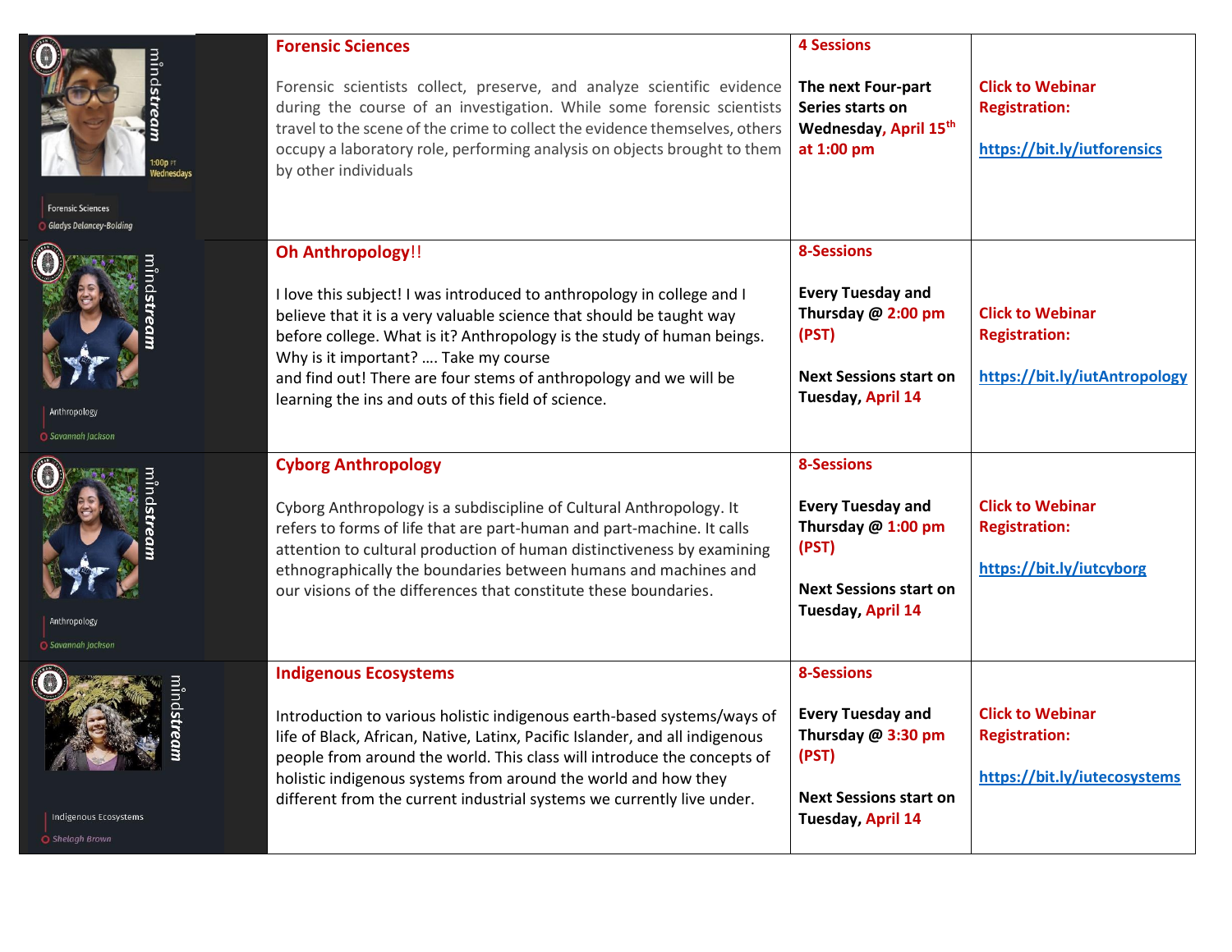| | | | |
|---|---|---|---|
| mindstream 1:00p PT Wednesdays Forensic Sciences Gladys Delancey-Bolding | **Forensic Sciences**<br><br>Forensic scientists collect, preserve, and analyze scientific evidence during the course of an investigation. While some forensic scientists travel to the scene of the crime to collect the evidence themselves, others occupy a laboratory role, performing analysis on objects brought to them by other individuals | **4 Sessions**<br><br>**The next Four-part Series starts on Wednesday, April 15th at 1:00 pm** | **Click to Webinar Registration:**<br><br>https://bit.ly/iutforensics |
| mindstream Anthropology Savannah Jackson | **Oh Anthropology!!**<br><br>I love this subject! I was introduced to anthropology in college and I believe that it is a very valuable science that should be taught way before college. What is it? Anthropology is the study of human beings. Why is it important? …. Take my course and find out! There are four stems of anthropology and we will be learning the ins and outs of this field of science. | **8-Sessions**<br><br>**Every Tuesday and Thursday @ 2:00 pm (PST)**<br><br>**Next Sessions start on Tuesday, April 14** | **Click to Webinar Registration:**<br><br>https://bit.ly/iutAntropology |
| mindstream Anthropology Savannah Jackson | **Cyborg Anthropology**<br><br>Cyborg Anthropology is a subdiscipline of Cultural Anthropology. It refers to forms of life that are part-human and part-machine. It calls attention to cultural production of human distinctiveness by examining ethnographically the boundaries between humans and machines and our visions of the differences that constitute these boundaries. | **8-Sessions**<br><br>**Every Tuesday and Thursday @ 1:00 pm (PST)**<br><br>**Next Sessions start on Tuesday, April 14** | **Click to Webinar Registration:**<br><br>https://bit.ly/iutcyborg |
| mindstream Indigenous Ecosystems Shelagh Brown | **Indigenous Ecosystems**<br><br>Introduction to various holistic indigenous earth-based systems/ways of life of Black, African, Native, Latinx, Pacific Islander, and all indigenous people from around the world. This class will introduce the concepts of holistic indigenous systems from around the world and how they different from the current industrial systems we currently live under. | **8-Sessions**<br><br>**Every Tuesday and Thursday @ 3:30 pm (PST)**<br><br>**Next Sessions start on Tuesday, April 14** | **Click to Webinar Registration:**<br><br>https://bit.ly/iutecosystems |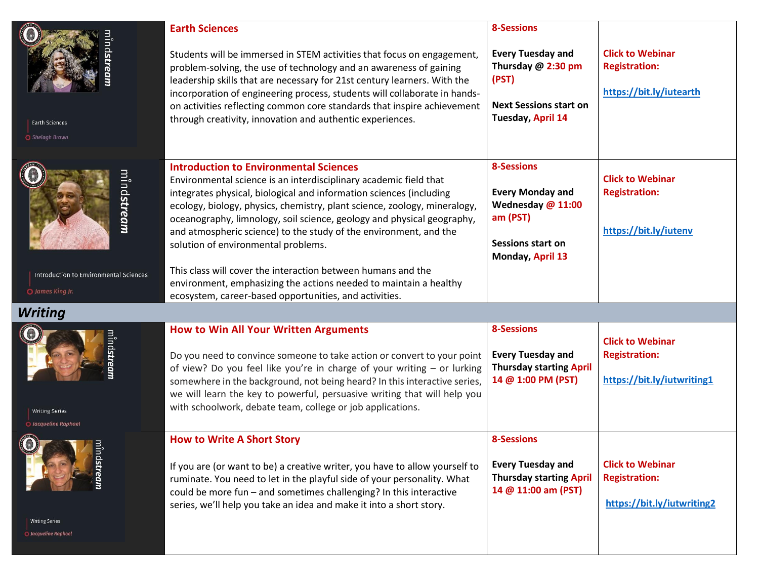| | | | |
|---|---|---|---|
| mindstream<br>Earth Sciences<br>Shelagh Brown | **Earth Sciences**<br><br>Students will be immersed in STEM activities that focus on engagement, problem-solving, the use of technology and an awareness of gaining leadership skills that are necessary for 21st century learners. With the incorporation of engineering process, students will collaborate in hands-on activities reflecting common core standards that inspire achievement through creativity, innovation and authentic experiences. | **8-Sessions**<br><br>**Every Tuesday and Thursday @ 2:30 pm (PST)**<br><br>**Next Sessions start on Tuesday, April 14** | **Click to Webinar Registration:**<br><br>https://bit.ly/iutearth |
| mindstream<br>Introduction to Environmental Sciences<br>James King Jr. | **Introduction to Environmental Sciences**<br>Environmental science is an interdisciplinary academic field that integrates physical, biological and information sciences (including ecology, biology, physics, chemistry, plant science, zoology, mineralogy, oceanography, limnology, soil science, geology and physical geography, and atmospheric science) to the study of the environment, and the solution of environmental problems.<br><br>This class will cover the interaction between humans and the environment, emphasizing the actions needed to maintain a healthy ecosystem, career-based opportunities, and activities. | **8-Sessions**<br><br>**Every Monday and Wednesday @ 11:00 am (PST)**<br><br>**Sessions start on Monday, April 13** | **Click to Webinar Registration:**<br><br>https://bit.ly/iutenv |
| ***Writing*** | | | |
| mindstream<br>Writing Series<br>Jacqueline Raphael | **How to Win All Your Written Arguments**<br><br>Do you need to convince someone to take action or convert to your point of view? Do you feel like you're in charge of your writing – or lurking somewhere in the background, not being heard? In this interactive series, we will learn the key to powerful, persuasive writing that will help you with schoolwork, debate team, college or job applications. | **8-Sessions**<br><br>**Every Tuesday and Thursday starting April 14 @ 1:00 PM (PST)** | **Click to Webinar Registration:**<br><br>https://bit.ly/iutwriting1 |
| mindstream<br>Writing Series<br>Jacqueline Raphael | **How to Write A Short Story**<br><br>If you are (or want to be) a creative writer, you have to allow yourself to ruminate. You need to let in the playful side of your personality. What could be more fun – and sometimes challenging? In this interactive series, we'll help you take an idea and make it into a short story. | **8-Sessions**<br><br>**Every Tuesday and Thursday starting April 14 @ 11:00 am (PST)** | **Click to Webinar Registration:**<br><br>https://bit.ly/iutwriting2 |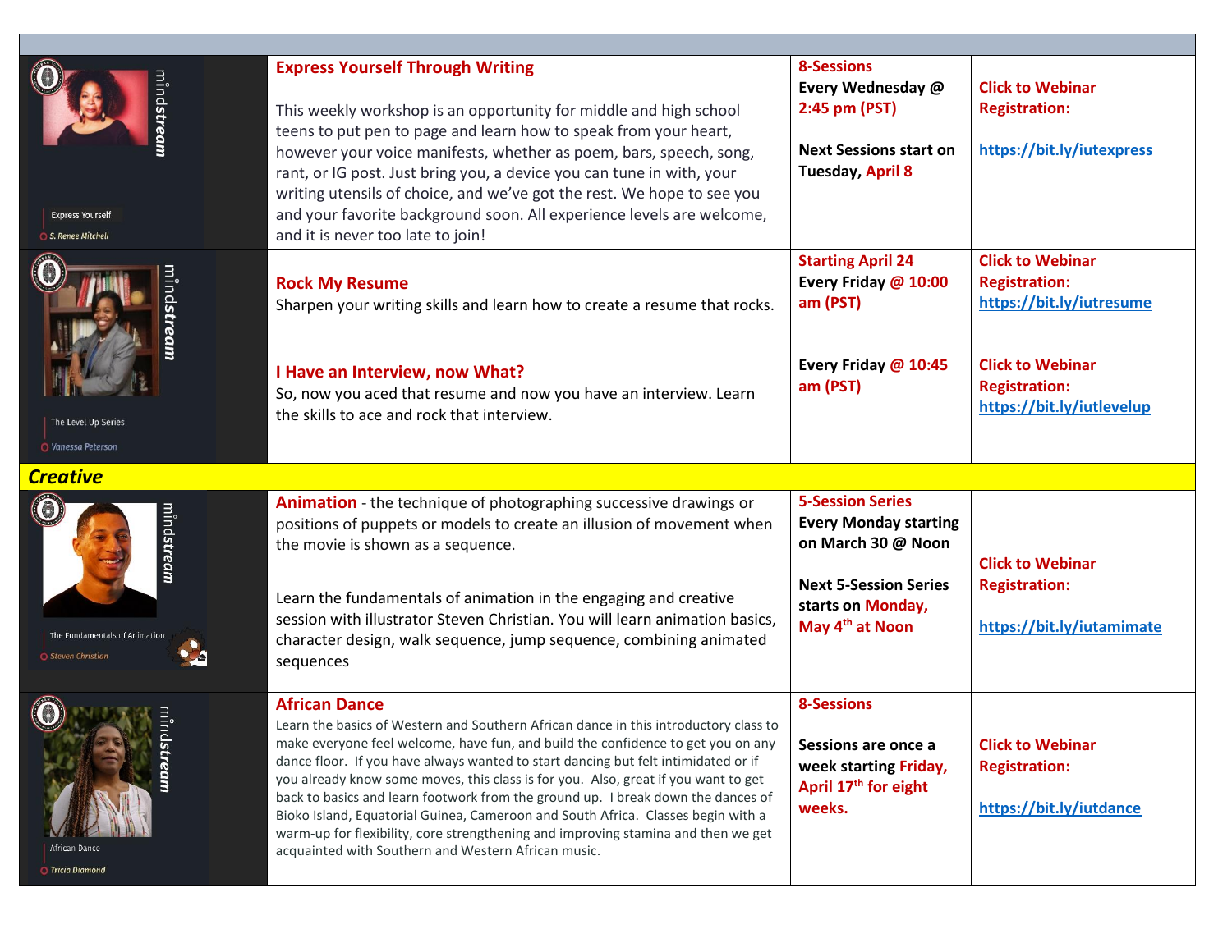| | | | |
|---|---|---|---|
| mindstream<br>Express Yourself<br>S. Renee Mitchell | **Express Yourself Through Writing**<br><br>This weekly workshop is an opportunity for middle and high school teens to put pen to page and learn how to speak from your heart, however your voice manifests, whether as poem, bars, speech, song, rant, or IG post. Just bring you, a device you can tune in with, your writing utensils of choice, and we've got the rest. We hope to see you and your favorite background soon. All experience levels are welcome, and it is never too late to join! | **8-Sessions**<br>**Every Wednesday @ 2:45 pm (PST)**<br><br>**Next Sessions start on Tuesday, April 8** | **Click to Webinar Registration:**<br><br>https://bit.ly/iutexpress |
| mindstream<br>The Level Up Series<br>Vanessa Peterson | **Rock My Resume**<br>Sharpen your writing skills and learn how to create a resume that rocks.<br><br>**I Have an Interview, now What?**<br>So, now you aced that resume and now you have an interview. Learn the skills to ace and rock that interview. | **Starting April 24**<br>**Every Friday @ 10:00 am (PST)**<br><br>**Every Friday @ 10:45 am (PST)** | **Click to Webinar Registration:** https://bit.ly/iutresume<br><br>**Click to Webinar Registration:** https://bit.ly/iutlevelup |
| ***Creative*** | | | |
| mindstream<br>The Fundamentals of Animation<br>Steven Christian | **Animation** - the technique of photographing successive drawings or positions of puppets or models to create an illusion of movement when the movie is shown as a sequence.<br><br>Learn the fundamentals of animation in the engaging and creative session with illustrator Steven Christian. You will learn animation basics, character design, walk sequence, jump sequence, combining animated sequences | **5-Session Series**<br>**Every Monday starting on March 30 @ Noon**<br><br>**Next 5-Session Series starts on Monday, May 4th at Noon** | **Click to Webinar Registration:**<br><br>https://bit.ly/iutamimate |
| mindstream<br>African Dance<br>Tricia Diamond | **African Dance**<br>Learn the basics of Western and Southern African dance in this introductory class to make everyone feel welcome, have fun, and build the confidence to get you on any dance floor. If you have always wanted to start dancing but felt intimidated or if you already know some moves, this class is for you. Also, great if you want to get back to basics and learn footwork from the ground up. I break down the dances of Bioko Island, Equatorial Guinea, Cameroon and South Africa. Classes begin with a warm-up for flexibility, core strengthening and improving stamina and then we get acquainted with Southern and Western African music. | **8-Sessions**<br><br>**Sessions are once a week starting Friday, April 17th for eight weeks.** | **Click to Webinar Registration:**<br><br>https://bit.ly/iutdance |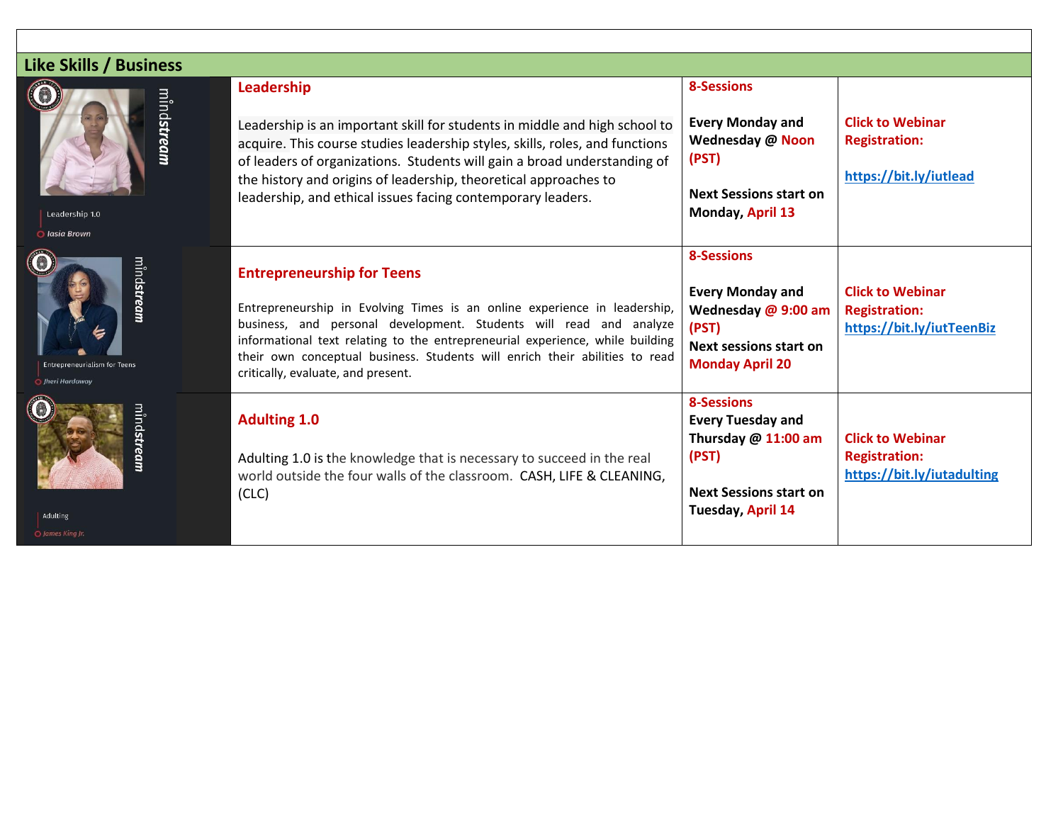## Like Skills / Business

| | | | |
|---|---|---|---|
| mindstream<br>Leadership 1.0<br>Iasia Brown | **Leadership**<br><br>Leadership is an important skill for students in middle and high school to acquire. This course studies leadership styles, skills, roles, and functions of leaders of organizations. Students will gain a broad understanding of the history and origins of leadership, theoretical approaches to leadership, and ethical issues facing contemporary leaders. | **8-Sessions**<br><br>**Every Monday and Wednesday @ Noon (PST)**<br><br>**Next Sessions start on Monday, April 13** | **Click to Webinar Registration:**<br><br>**https://bit.ly/iutlead** |
| mindstream<br>Entrepreneurialism for Teens<br>Jheri Hardaway | **Entrepreneurship for Teens**<br><br>Entrepreneurship in Evolving Times is an online experience in leadership, business, and personal development. Students will read and analyze informational text relating to the entrepreneurial experience, while building their own conceptual business. Students will enrich their abilities to read critically, evaluate, and present. | **8-Sessions**<br><br>**Every Monday and Wednesday @ 9:00 am (PST)**<br>**Next sessions start on Monday April 20** | **Click to Webinar Registration:**<br>**https://bit.ly/iutTeenBiz** |
| mindstream<br>Adulting<br>James King Jr. | **Adulting 1.0**<br><br>Adulting 1.0 is the knowledge that is necessary to succeed in the real world outside the four walls of the classroom. CASH, LIFE & CLEANING, (CLC) | **8-Sessions**<br>**Every Tuesday and Thursday @ 11:00 am (PST)**<br><br>**Next Sessions start on Tuesday, April 14** | **Click to Webinar Registration:**<br>**https://bit.ly/iutadulting** |